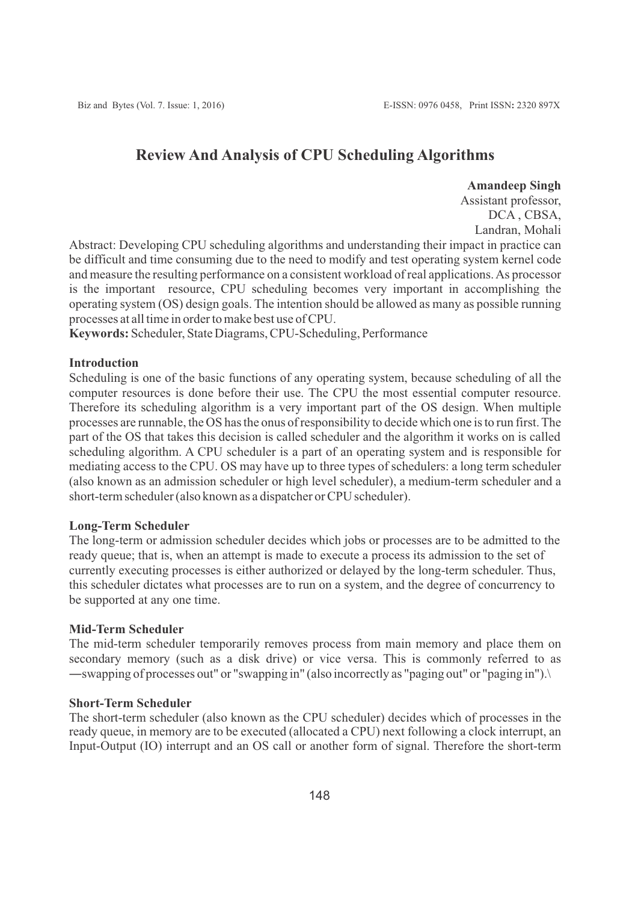# Review And Analysis of CPU Scheduling Algorithms

**Amandeep Singh**
Assistant professor,
DCA , CBSA,
Landran, Mohali

Abstract: Developing CPU scheduling algorithms and understanding their impact in practice can be difficult and time consuming due to the need to modify and test operating system kernel code and measure the resulting performance on a consistent workload of real applications. As processor is the important resource, CPU scheduling becomes very important in accomplishing the operating system (OS) design goals. The intention should be allowed as many as possible running processes at all time in order to make best use of CPU.

**Keywords:** Scheduler, State Diagrams, CPU-Scheduling, Performance

### Introduction

Scheduling is one of the basic functions of any operating system, because scheduling of all the computer resources is done before their use. The CPU the most essential computer resource. Therefore its scheduling algorithm is a very important part of the OS design. When multiple processes are runnable, the OS has the onus of responsibility to decide which one is to run first. The part of the OS that takes this decision is called scheduler and the algorithm it works on is called scheduling algorithm. A CPU scheduler is a part of an operating system and is responsible for mediating access to the CPU. OS may have up to three types of schedulers: a long term scheduler (also known as an admission scheduler or high level scheduler), a medium-term scheduler and a short-term scheduler (also known as a dispatcher or CPU scheduler).

### Long-Term Scheduler

The long-term or admission scheduler decides which jobs or processes are to be admitted to the ready queue; that is, when an attempt is made to execute a process its admission to the set of currently executing processes is either authorized or delayed by the long-term scheduler. Thus, this scheduler dictates what processes are to run on a system, and the degree of concurrency to be supported at any one time.

### Mid-Term Scheduler

The mid-term scheduler temporarily removes process from main memory and place them on secondary memory (such as a disk drive) or vice versa. This is commonly referred to as ―swapping of processes out" or "swapping in" (also incorrectly as "paging out" or "paging in").\

### Short-Term Scheduler

The short-term scheduler (also known as the CPU scheduler) decides which of processes in the ready queue, in memory are to be executed (allocated a CPU) next following a clock interrupt, an Input-Output (IO) interrupt and an OS call or another form of signal. Therefore the short-term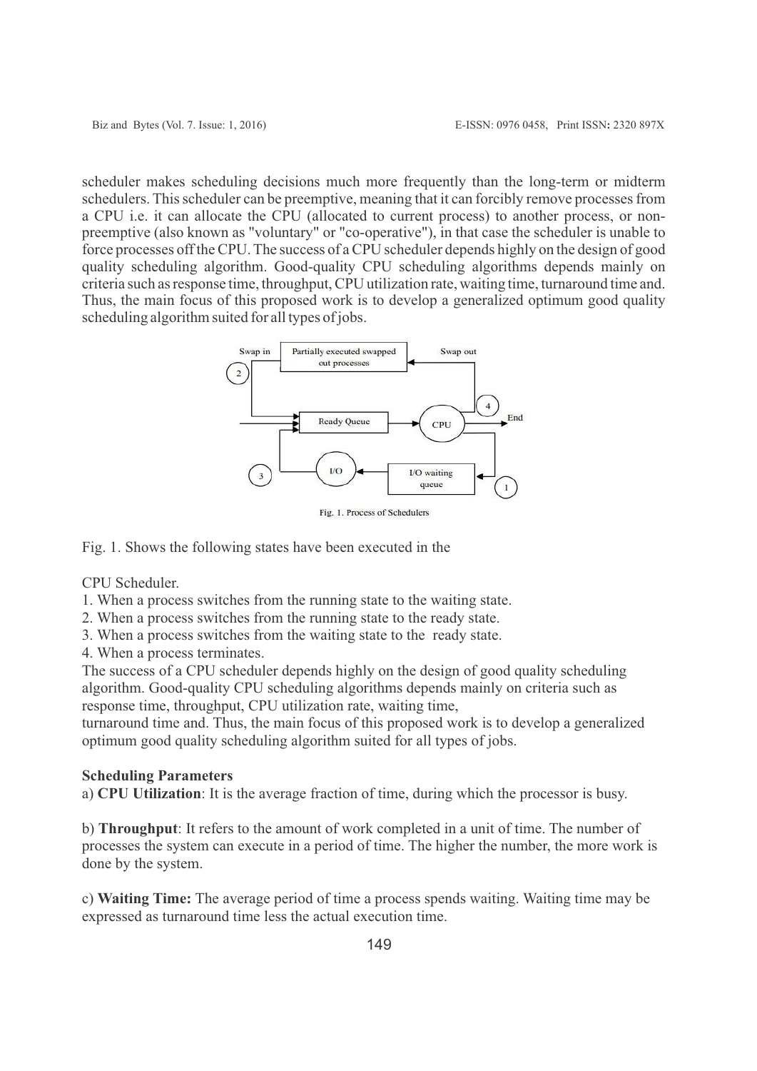scheduler makes scheduling decisions much more frequently than the long-term or midterm schedulers. This scheduler can be preemptive, meaning that it can forcibly remove processes from a CPU i.e. it can allocate the CPU (allocated to current process) to another process, or non-preemptive (also known as "voluntary" or "co-operative"), in that case the scheduler is unable to force processes off the CPU. The success of a CPU scheduler depends highly on the design of good quality scheduling algorithm. Good-quality CPU scheduling algorithms depends mainly on criteria such as response time, throughput, CPU utilization rate, waiting time, turnaround time and. Thus, the main focus of this proposed work is to develop a generalized optimum good quality scheduling algorithm suited for all types of jobs.

Fig. 1. Process of Schedulers

Fig. 1. Shows the following states have been executed in the

CPU Scheduler.

1. When a process switches from the running state to the waiting state.
2. When a process switches from the running state to the ready state.
3. When a process switches from the waiting state to the ready state.
4. When a process terminates.

The success of a CPU scheduler depends highly on the design of good quality scheduling algorithm. Good-quality CPU scheduling algorithms depends mainly on criteria such as response time, throughput, CPU utilization rate, waiting time, turnaround time and. Thus, the main focus of this proposed work is to develop a generalized optimum good quality scheduling algorithm suited for all types of jobs.

**Scheduling Parameters**

a) **CPU Utilization**: It is the average fraction of time, during which the processor is busy.

b) **Throughput**: It refers to the amount of work completed in a unit of time. The number of processes the system can execute in a period of time. The higher the number, the more work is done by the system.

c) **Waiting Time:** The average period of time a process spends waiting. Waiting time may be expressed as turnaround time less the actual execution time.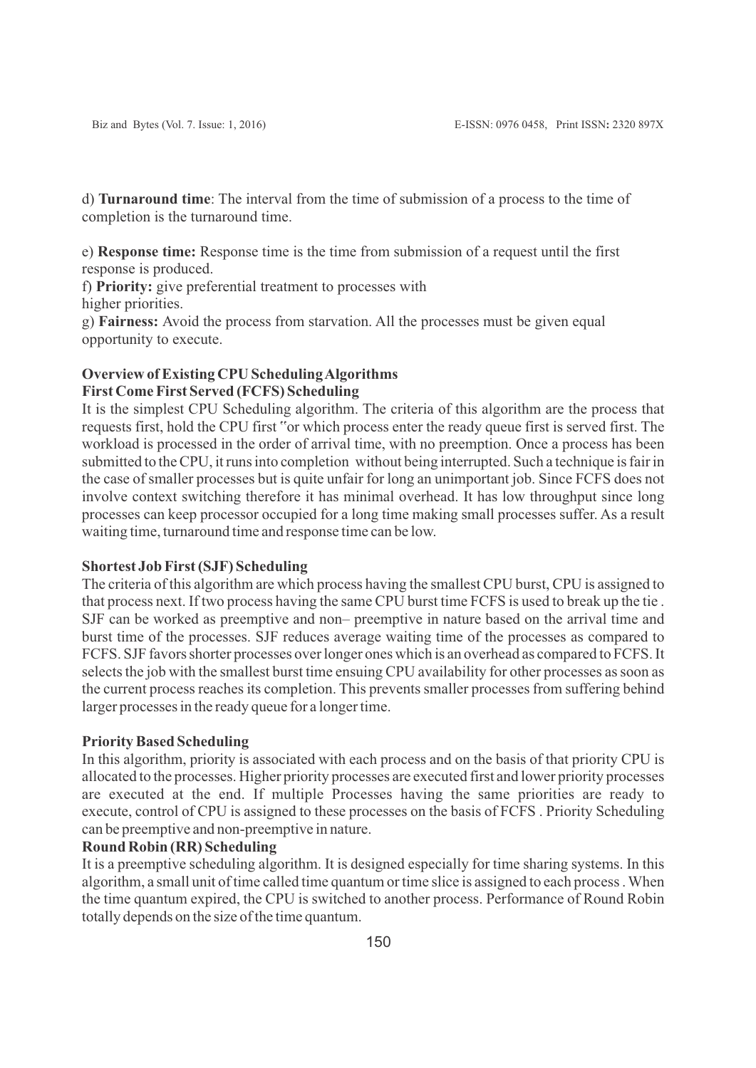d) **Turnaround time**: The interval from the time of submission of a process to the time of completion is the turnaround time.

e) **Response time:** Response time is the time from submission of a request until the first response is produced.

f) **Priority:** give preferential treatment to processes with higher priorities.

g) **Fairness:** Avoid the process from starvation. All the processes must be given equal opportunity to execute.

**Overview of Existing CPU Scheduling Algorithms**

**First Come First Served (FCFS) Scheduling**

It is the simplest CPU Scheduling algorithm. The criteria of this algorithm are the process that requests first, hold the CPU first "or which process enter the ready queue first is served first. The workload is processed in the order of arrival time, with no preemption. Once a process has been submitted to the CPU, it runs into completion without being interrupted. Such a technique is fair in the case of smaller processes but is quite unfair for long an unimportant job. Since FCFS does not involve context switching therefore it has minimal overhead. It has low throughput since long processes can keep processor occupied for a long time making small processes suffer. As a result waiting time, turnaround time and response time can be low.

**Shortest Job First (SJF) Scheduling**

The criteria of this algorithm are which process having the smallest CPU burst, CPU is assigned to that process next. If two process having the same CPU burst time FCFS is used to break up the tie . SJF can be worked as preemptive and non– preemptive in nature based on the arrival time and burst time of the processes. SJF reduces average waiting time of the processes as compared to FCFS. SJF favors shorter processes over longer ones which is an overhead as compared to FCFS. It selects the job with the smallest burst time ensuing CPU availability for other processes as soon as the current process reaches its completion. This prevents smaller processes from suffering behind larger processes in the ready queue for a longer time.

**Priority Based Scheduling**

In this algorithm, priority is associated with each process and on the basis of that priority CPU is allocated to the processes. Higher priority processes are executed first and lower priority processes are executed at the end. If multiple Processes having the same priorities are ready to execute, control of CPU is assigned to these processes on the basis of FCFS . Priority Scheduling can be preemptive and non-preemptive in nature.

**Round Robin (RR) Scheduling**

It is a preemptive scheduling algorithm. It is designed especially for time sharing systems. In this algorithm, a small unit of time called time quantum or time slice is assigned to each process . When the time quantum expired, the CPU is switched to another process. Performance of Round Robin totally depends on the size of the time quantum.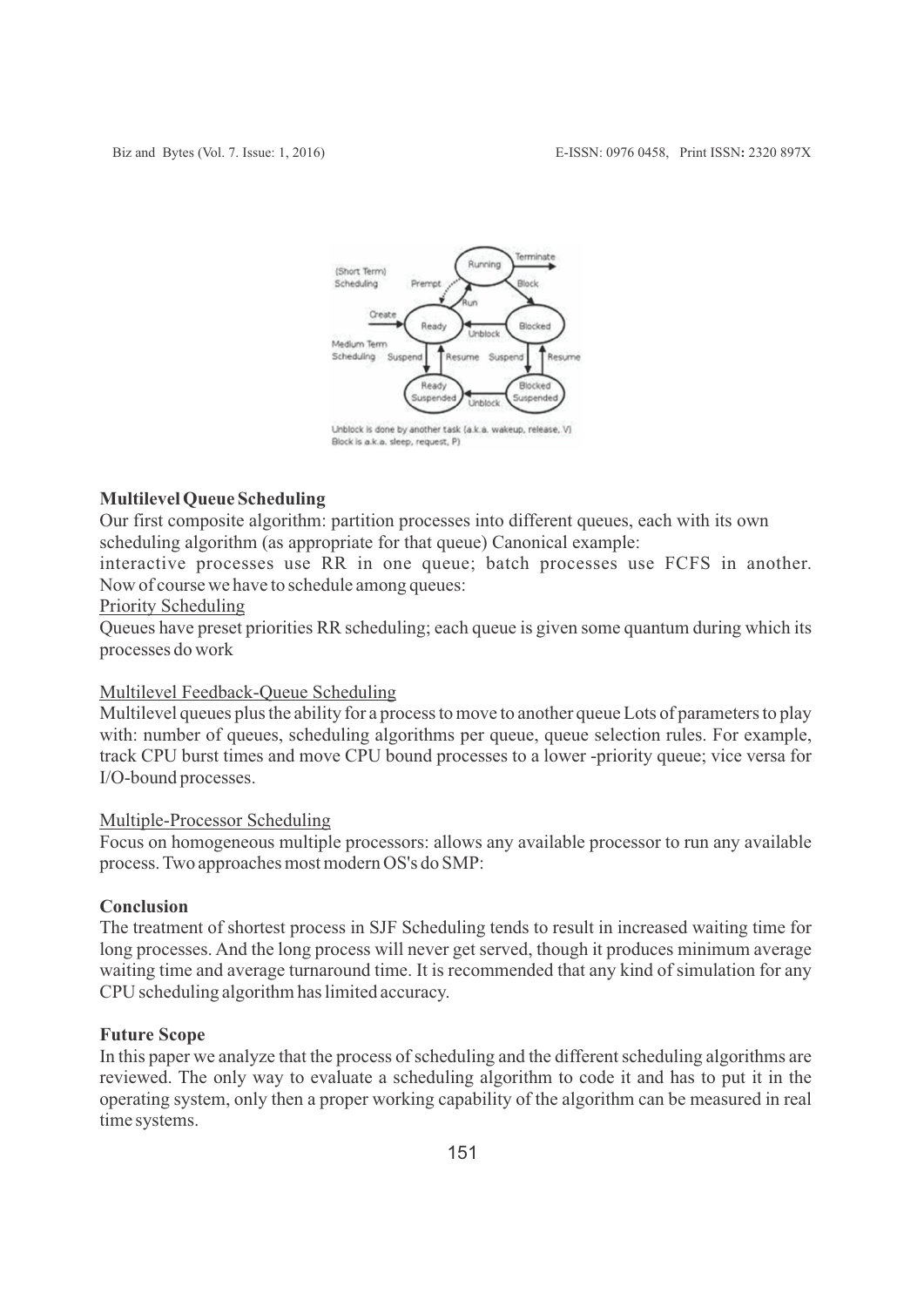**Multilevel Queue Scheduling**

Our first composite algorithm: partition processes into different queues, each with its own scheduling algorithm (as appropriate for that queue) Canonical example:

interactive processes use RR in one queue; batch processes use FCFS in another. Now of course we have to schedule among queues:

<u>Priority Scheduling</u>

Queues have preset priorities RR scheduling; each queue is given some quantum during which its processes do work

<u>Multilevel Feedback-Queue Scheduling</u>

Multilevel queues plus the ability for a process to move to another queue Lots of parameters to play with: number of queues, scheduling algorithms per queue, queue selection rules. For example, track CPU burst times and move CPU bound processes to a lower -priority queue; vice versa for I/O-bound processes.

<u>Multiple-Processor Scheduling</u>

Focus on homogeneous multiple processors: allows any available processor to run any available process. Two approaches most modern OS's do SMP:

**Conclusion**

The treatment of shortest process in SJF Scheduling tends to result in increased waiting time for long processes. And the long process will never get served, though it produces minimum average waiting time and average turnaround time. It is recommended that any kind of simulation for any CPU scheduling algorithm has limited accuracy.

**Future Scope**

In this paper we analyze that the process of scheduling and the different scheduling algorithms are reviewed. The only way to evaluate a scheduling algorithm to code it and has to put it in the operating system, only then a proper working capability of the algorithm can be measured in real time systems.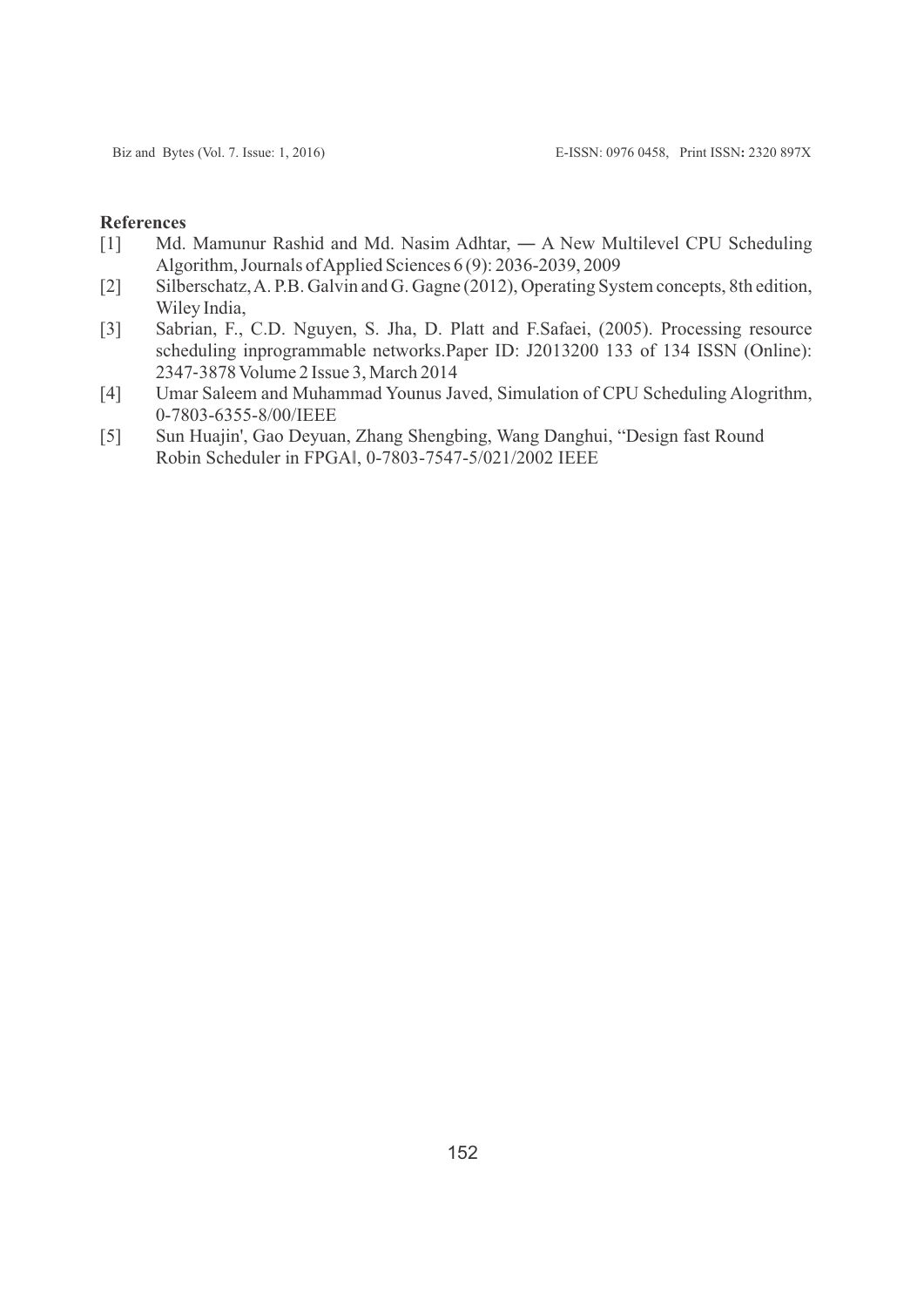## References

[1] Md. Mamunur Rashid and Md. Nasim Adhtar, ― A New Multilevel CPU Scheduling Algorithm, Journals of Applied Sciences 6 (9): 2036-2039, 2009

[2] Silberschatz, A. P.B. Galvin and G. Gagne (2012), Operating System concepts, 8th edition, Wiley India,

[3] Sabrian, F., C.D. Nguyen, S. Jha, D. Platt and F.Safaei, (2005). Processing resource scheduling inprogrammable networks.Paper ID: J2013200 133 of 134 ISSN (Online): 2347-3878 Volume 2 Issue 3, March 2014

[4] Umar Saleem and Muhammad Younus Javed, Simulation of CPU Scheduling Alogrithm, 0-7803-6355-8/00/IEEE

[5] Sun Huajin', Gao Deyuan, Zhang Shengbing, Wang Danghui, "Design fast Round Robin Scheduler in FPGA‖, 0-7803-7547-5/021/2002 IEEE